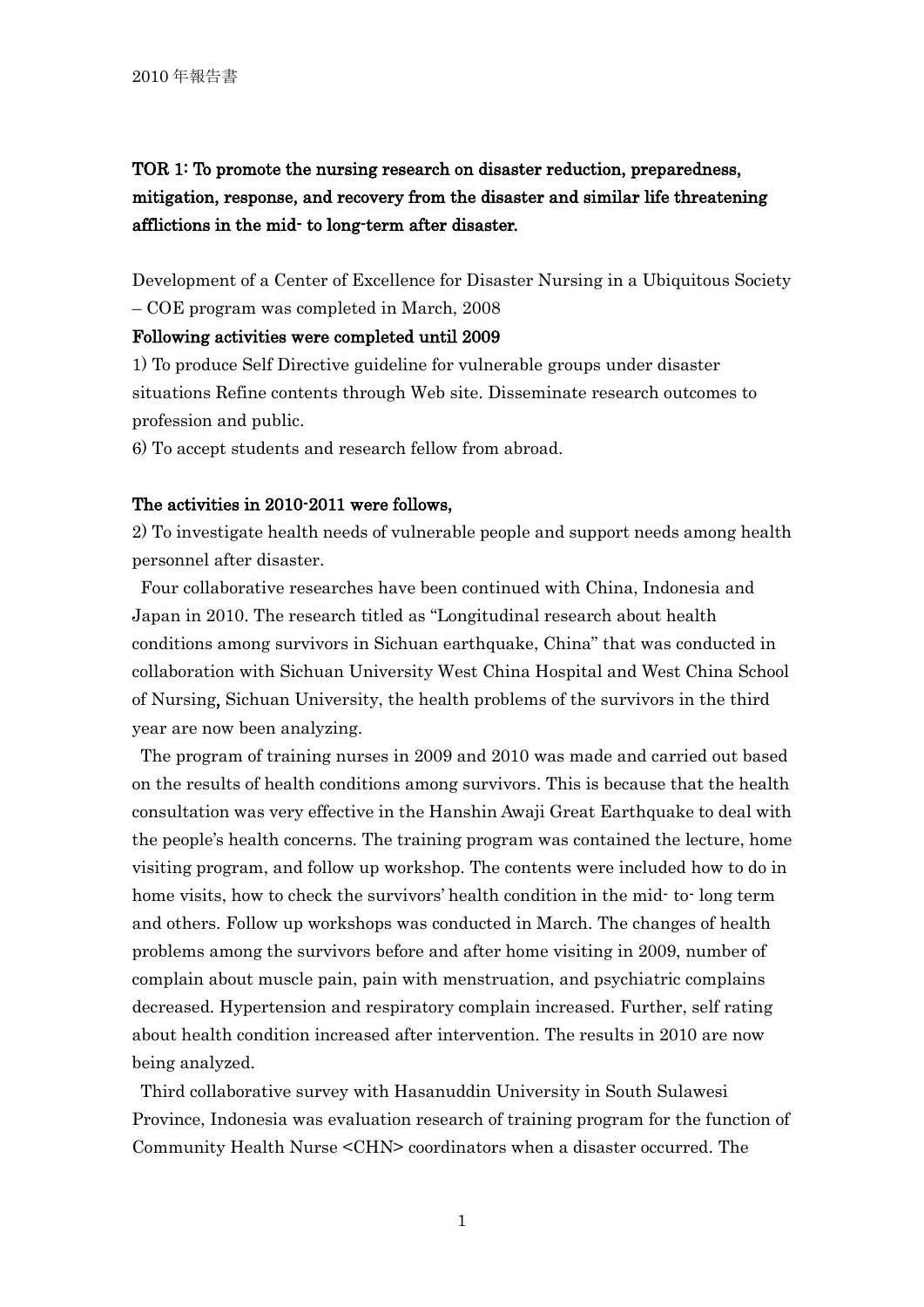## TOR 1: To promote the nursing research on disaster reduction, preparedness, mitigation, response, and recovery from the disaster and similar life threatening afflictions in the mid- to long-term after disaster.

Development of a Center of Excellence for Disaster Nursing in a Ubiquitous Society – COE program was completed in March, 2008

**Following activities were completed until 2009**

1) To produce Self Directive guideline for vulnerable groups under disaster situations Refine contents through Web site. Disseminate research outcomes to profession and public.

6) To accept students and research fellow from abroad.

**The activities in 2010-2011 were follows,**

2) To investigate health needs of vulnerable people and support needs among health personnel after disaster.

Four collaborative researches have been continued with China, Indonesia and Japan in 2010. The research titled as "Longitudinal research about health conditions among survivors in Sichuan earthquake, China" that was conducted in collaboration with Sichuan University West China Hospital and West China School of Nursing, Sichuan University, the health problems of the survivors in the third year are now been analyzing.

The program of training nurses in 2009 and 2010 was made and carried out based on the results of health conditions among survivors. This is because that the health consultation was very effective in the Hanshin Awaji Great Earthquake to deal with the people's health concerns. The training program was contained the lecture, home visiting program, and follow up workshop. The contents were included how to do in home visits, how to check the survivors' health condition in the mid- to- long term and others. Follow up workshops was conducted in March. The changes of health problems among the survivors before and after home visiting in 2009, number of complain about muscle pain, pain with menstruation, and psychiatric complains decreased. Hypertension and respiratory complain increased. Further, self rating about health condition increased after intervention. The results in 2010 are now being analyzed.

Third collaborative survey with Hasanuddin University in South Sulawesi Province, Indonesia was evaluation research of training program for the function of Community Health Nurse <CHN> coordinators when a disaster occurred. The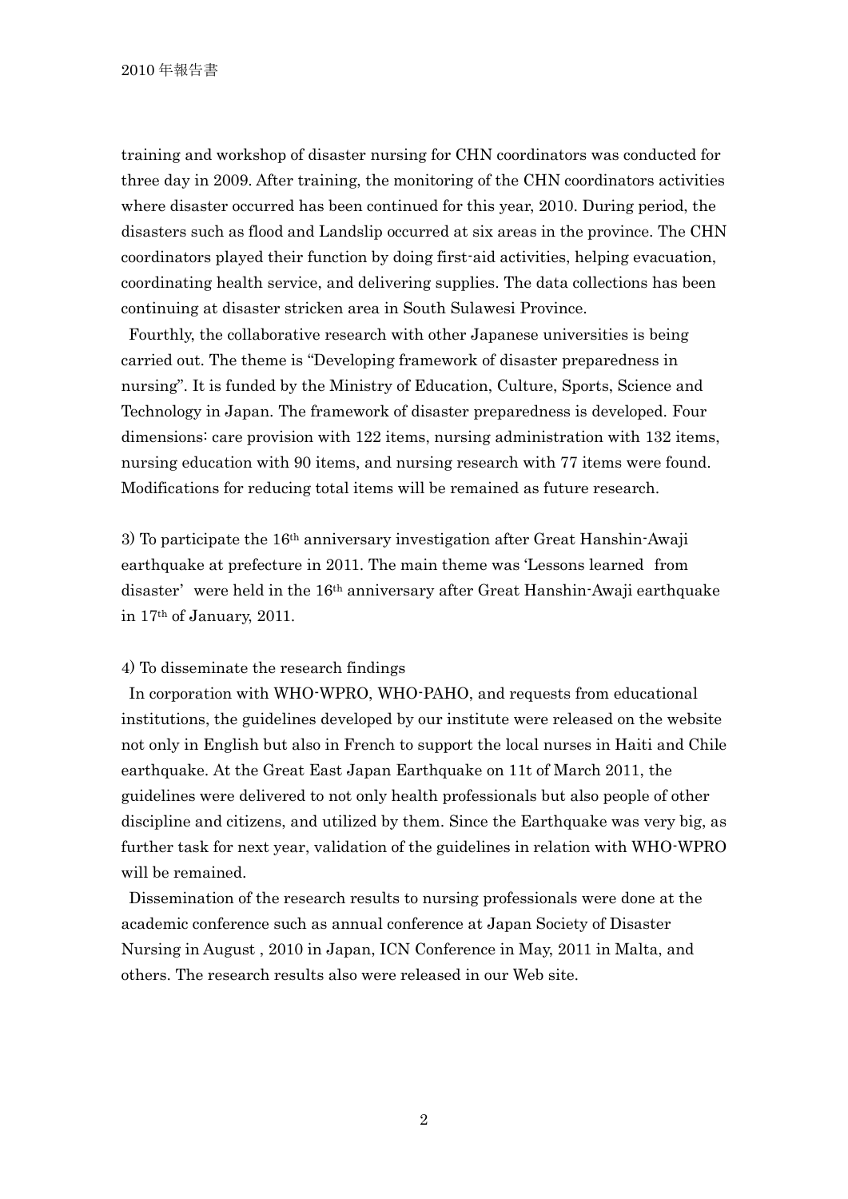training and workshop of disaster nursing for CHN coordinators was conducted for three day in 2009. After training, the monitoring of the CHN coordinators activities where disaster occurred has been continued for this year, 2010. During period, the disasters such as flood and Landslip occurred at six areas in the province. The CHN coordinators played their function by doing first-aid activities, helping evacuation, coordinating health service, and delivering supplies. The data collections has been continuing at disaster stricken area in South Sulawesi Province.

Fourthly, the collaborative research with other Japanese universities is being carried out. The theme is "Developing framework of disaster preparedness in nursing". It is funded by the Ministry of Education, Culture, Sports, Science and Technology in Japan. The framework of disaster preparedness is developed. Four dimensions: care provision with 122 items, nursing administration with 132 items, nursing education with 90 items, and nursing research with 77 items were found. Modifications for reducing total items will be remained as future research.

3) To participate the 16th anniversary investigation after Great Hanshin-Awaji earthquake at prefecture in 2011. The main theme was 'Lessons learned from disaster' were held in the 16th anniversary after Great Hanshin-Awaji earthquake in 17th of January, 2011.

4) To disseminate the research findings

In corporation with WHO-WPRO, WHO-PAHO, and requests from educational institutions, the guidelines developed by our institute were released on the website not only in English but also in French to support the local nurses in Haiti and Chile earthquake. At the Great East Japan Earthquake on 11t of March 2011, the guidelines were delivered to not only health professionals but also people of other discipline and citizens, and utilized by them. Since the Earthquake was very big, as further task for next year, validation of the guidelines in relation with WHO-WPRO will be remained.

Dissemination of the research results to nursing professionals were done at the academic conference such as annual conference at Japan Society of Disaster Nursing in August , 2010 in Japan, ICN Conference in May, 2011 in Malta, and others. The research results also were released in our Web site.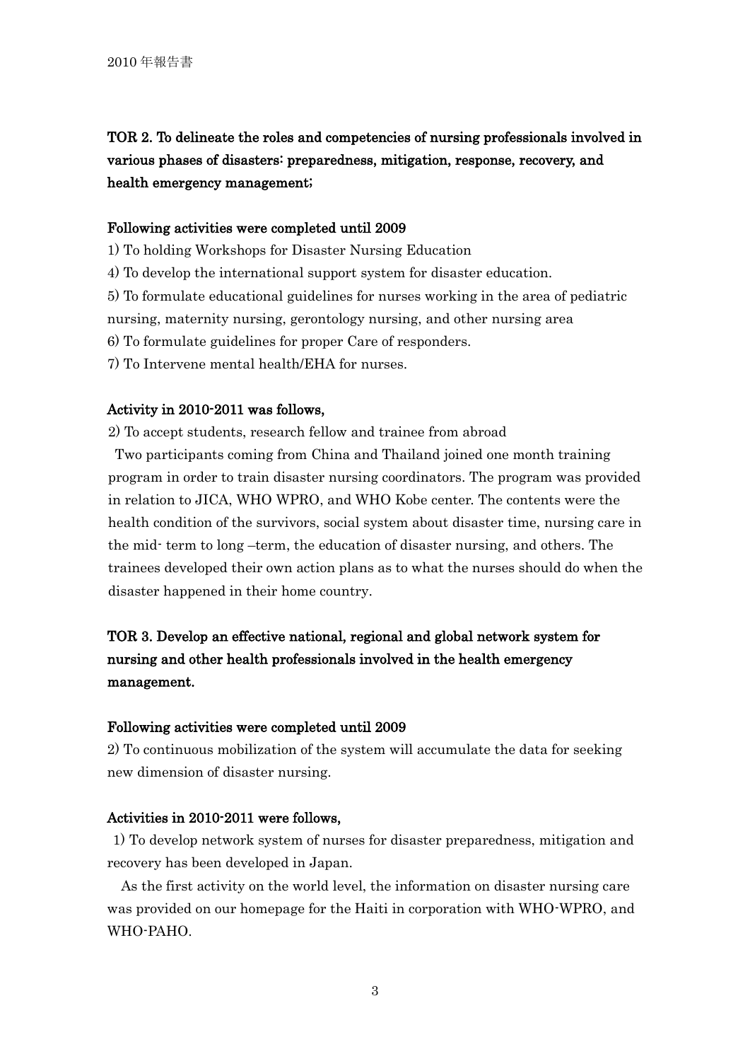**TOR 2. To delineate the roles and competencies of nursing professionals involved in various phases of disasters: preparedness, mitigation, response, recovery, and health emergency management;**

**Following activities were completed until 2009**

1) To holding Workshops for Disaster Nursing Education

4) To develop the international support system for disaster education.

5) To formulate educational guidelines for nurses working in the area of pediatric nursing, maternity nursing, gerontology nursing, and other nursing area

6) To formulate guidelines for proper Care of responders.

7) To Intervene mental health/EHA for nurses.

**Activity in 2010-2011 was follows,**

2) To accept students, research fellow and trainee from abroad

Two participants coming from China and Thailand joined one month training program in order to train disaster nursing coordinators. The program was provided in relation to JICA, WHO WPRO, and WHO Kobe center. The contents were the health condition of the survivors, social system about disaster time, nursing care in the mid- term to long –term, the education of disaster nursing, and others. The trainees developed their own action plans as to what the nurses should do when the disaster happened in their home country.

**TOR 3. Develop an effective national, regional and global network system for nursing and other health professionals involved in the health emergency management.**

**Following activities were completed until 2009**

2) To continuous mobilization of the system will accumulate the data for seeking new dimension of disaster nursing.

**Activities in 2010-2011 were follows,**

1) To develop network system of nurses for disaster preparedness, mitigation and recovery has been developed in Japan.

As the first activity on the world level, the information on disaster nursing care was provided on our homepage for the Haiti in corporation with WHO-WPRO, and WHO-PAHO.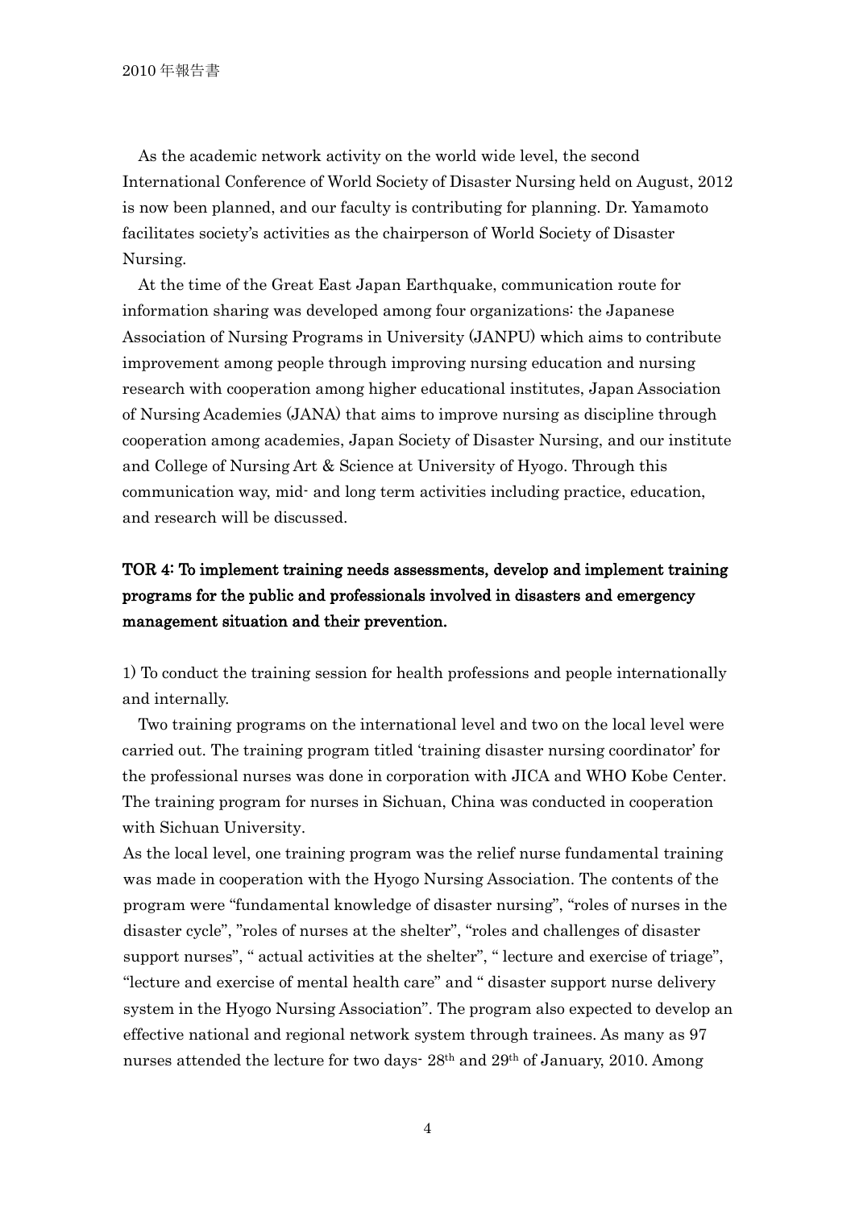As the academic network activity on the world wide level, the second International Conference of World Society of Disaster Nursing held on August, 2012 is now been planned, and our faculty is contributing for planning. Dr. Yamamoto facilitates society's activities as the chairperson of World Society of Disaster Nursing.

At the time of the Great East Japan Earthquake, communication route for information sharing was developed among four organizations: the Japanese Association of Nursing Programs in University (JANPU) which aims to contribute improvement among people through improving nursing education and nursing research with cooperation among higher educational institutes, Japan Association of Nursing Academies (JANA) that aims to improve nursing as discipline through cooperation among academies, Japan Society of Disaster Nursing, and our institute and College of Nursing Art & Science at University of Hyogo. Through this communication way, mid- and long term activities including practice, education, and research will be discussed.

### TOR 4: To implement training needs assessments, develop and implement training programs for the public and professionals involved in disasters and emergency management situation and their prevention.

1) To conduct the training session for health professions and people internationally and internally.

Two training programs on the international level and two on the local level were carried out. The training program titled 'training disaster nursing coordinator' for the professional nurses was done in corporation with JICA and WHO Kobe Center. The training program for nurses in Sichuan, China was conducted in cooperation with Sichuan University.

As the local level, one training program was the relief nurse fundamental training was made in cooperation with the Hyogo Nursing Association. The contents of the program were "fundamental knowledge of disaster nursing", "roles of nurses in the disaster cycle", "roles of nurses at the shelter", "roles and challenges of disaster support nurses", " actual activities at the shelter", " lecture and exercise of triage", "lecture and exercise of mental health care" and " disaster support nurse delivery system in the Hyogo Nursing Association". The program also expected to develop an effective national and regional network system through trainees. As many as 97 nurses attended the lecture for two days- 28th and 29th of January, 2010. Among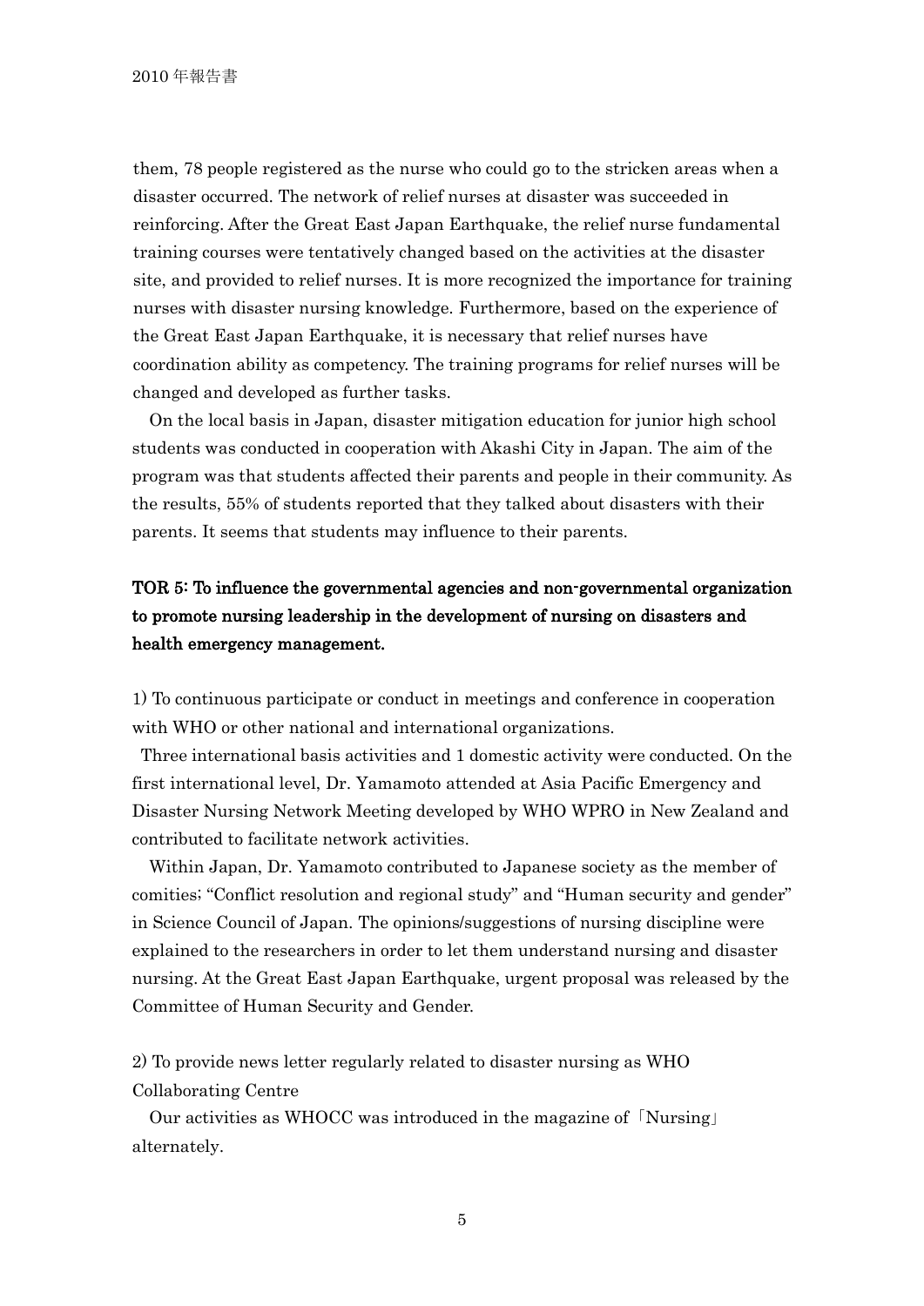them, 78 people registered as the nurse who could go to the stricken areas when a disaster occurred. The network of relief nurses at disaster was succeeded in reinforcing. After the Great East Japan Earthquake, the relief nurse fundamental training courses were tentatively changed based on the activities at the disaster site, and provided to relief nurses. It is more recognized the importance for training nurses with disaster nursing knowledge. Furthermore, based on the experience of the Great East Japan Earthquake, it is necessary that relief nurses have coordination ability as competency. The training programs for relief nurses will be changed and developed as further tasks.

On the local basis in Japan, disaster mitigation education for junior high school students was conducted in cooperation with Akashi City in Japan. The aim of the program was that students affected their parents and people in their community. As the results, 55% of students reported that they talked about disasters with their parents. It seems that students may influence to their parents.

**TOR 5: To influence the governmental agencies and non-governmental organization to promote nursing leadership in the development of nursing on disasters and health emergency management.**

1) To continuous participate or conduct in meetings and conference in cooperation with WHO or other national and international organizations.

Three international basis activities and 1 domestic activity were conducted. On the first international level, Dr. Yamamoto attended at Asia Pacific Emergency and Disaster Nursing Network Meeting developed by WHO WPRO in New Zealand and contributed to facilitate network activities.

Within Japan, Dr. Yamamoto contributed to Japanese society as the member of comities; "Conflict resolution and regional study" and "Human security and gender" in Science Council of Japan. The opinions/suggestions of nursing discipline were explained to the researchers in order to let them understand nursing and disaster nursing. At the Great East Japan Earthquake, urgent proposal was released by the Committee of Human Security and Gender.

2) To provide news letter regularly related to disaster nursing as WHO Collaborating Centre

Our activities as WHOCC was introduced in the magazine of「Nursing」alternately.